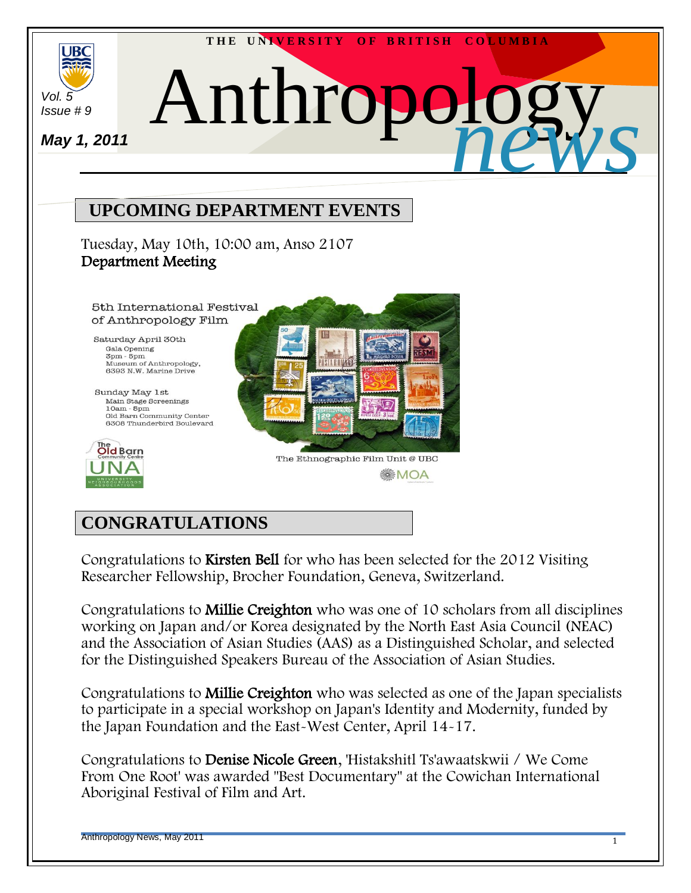THE UNIVERSITY OF BRITISH COLUMBIA

Vol. 5
Issue # 9

**May 1, 2011**

# Anthropology *news*

## UPCOMING DEPARTMENT EVENTS

Tuesday, May 10th, 10:00 am, Anso 2107
Department Meeting

5th International Festival of Anthropology Film

Saturday April 30th
Gala Opening
3pm - 5pm
Museum of Anthropology,
6393 N.W. Marine Drive

Sunday May 1st
Main Stage Screenings
10am - 5pm
Old Barn Community Center
6308 Thunderbird Boulevard

The Old Barn Community Centre
UNA
UNIVERSITY NEIGHBOURHOODS ASSOCIATION

The Ethnographic Film Unit @ UBC

MOA

## CONGRATULATIONS

Congratulations to **Kirsten Bell** for who has been selected for the 2012 Visiting Researcher Fellowship, Brocher Foundation, Geneva, Switzerland.

Congratulations to **Millie Creighton** who was one of 10 scholars from all disciplines working on Japan and/or Korea designated by the North East Asia Council (NEAC) and the Association of Asian Studies (AAS) as a Distinguished Scholar, and selected for the Distinguished Speakers Bureau of the Association of Asian Studies.

Congratulations to **Millie Creighton** who was selected as one of the Japan specialists to participate in a special workshop on Japan's Identity and Modernity, funded by the Japan Foundation and the East-West Center, April 14-17.

Congratulations to **Denise Nicole Green**, 'Histakshitl Ts'awaatskwii / We Come From One Root' was awarded "Best Documentary" at the Cowichan International Aboriginal Festival of Film and Art.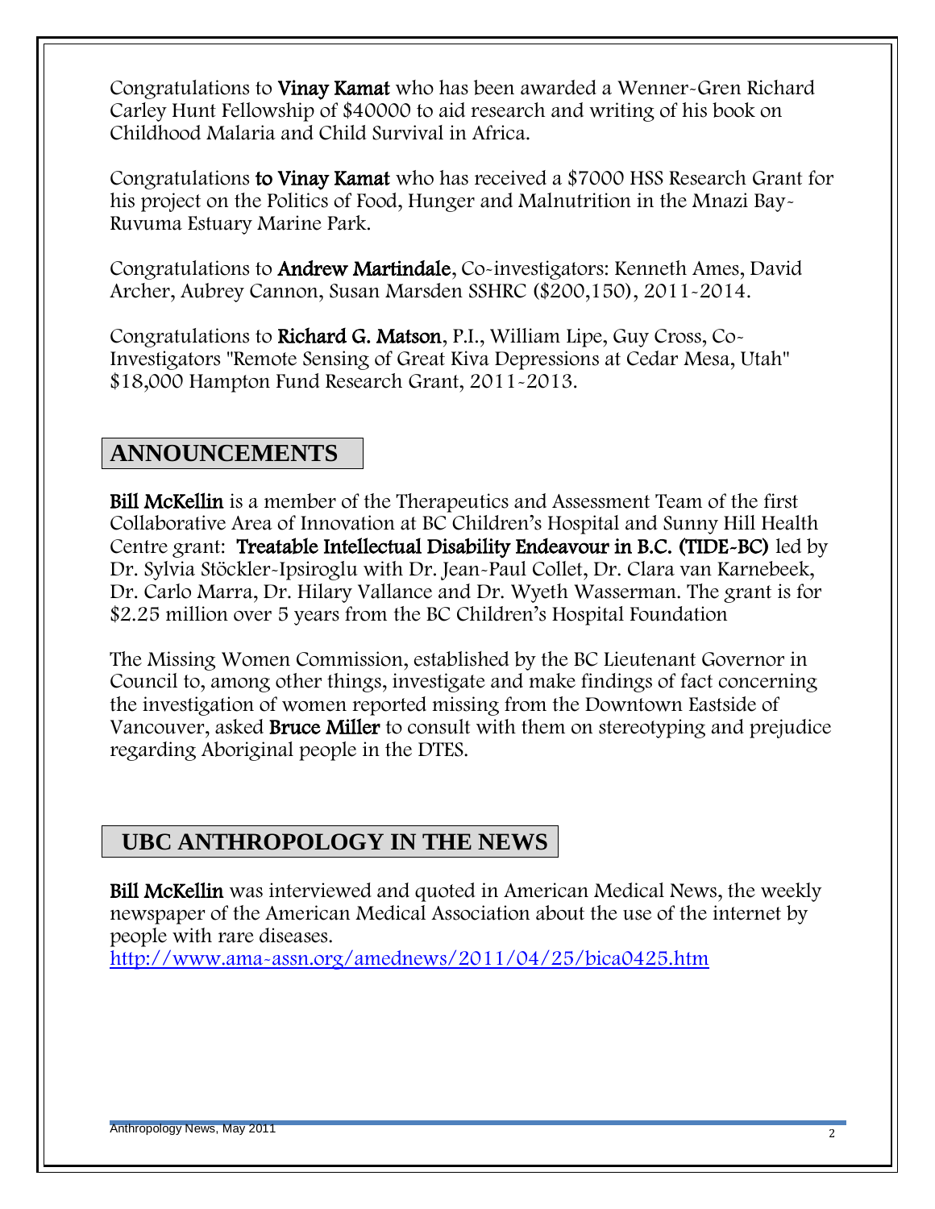Congratulations to **Vinay Kamat** who has been awarded a Wenner-Gren Richard Carley Hunt Fellowship of $40000 to aid research and writing of his book on Childhood Malaria and Child Survival in Africa.

Congratulations **to Vinay Kamat** who has received a $7000 HSS Research Grant for his project on the Politics of Food, Hunger and Malnutrition in the Mnazi Bay-Ruvuma Estuary Marine Park.

Congratulations to **Andrew Martindale**, Co-investigators: Kenneth Ames, David Archer, Aubrey Cannon, Susan Marsden SSHRC ($200,150), 2011-2014.

Congratulations to **Richard G. Matson**, P.I., William Lipe, Guy Cross, Co-Investigators "Remote Sensing of Great Kiva Depressions at Cedar Mesa, Utah" $18,000 Hampton Fund Research Grant, 2011-2013.

## ANNOUNCEMENTS

**Bill McKellin** is a member of the Therapeutics and Assessment Team of the first Collaborative Area of Innovation at BC Children's Hospital and Sunny Hill Health Centre grant: **Treatable Intellectual Disability Endeavour in B.C. (TIDE-BC)** led by Dr. Sylvia Stöckler-Ipsiroglu with Dr. Jean-Paul Collet, Dr. Clara van Karnebeek, Dr. Carlo Marra, Dr. Hilary Vallance and Dr. Wyeth Wasserman. The grant is for $2.25 million over 5 years from the BC Children's Hospital Foundation

The Missing Women Commission, established by the BC Lieutenant Governor in Council to, among other things, investigate and make findings of fact concerning the investigation of women reported missing from the Downtown Eastside of Vancouver, asked **Bruce Miller** to consult with them on stereotyping and prejudice regarding Aboriginal people in the DTES.

## UBC ANTHROPOLOGY IN THE NEWS

**Bill McKellin** was interviewed and quoted in American Medical News, the weekly newspaper of the American Medical Association about the use of the internet by people with rare diseases.
http://www.ama-assn.org/amednews/2011/04/25/bica0425.htm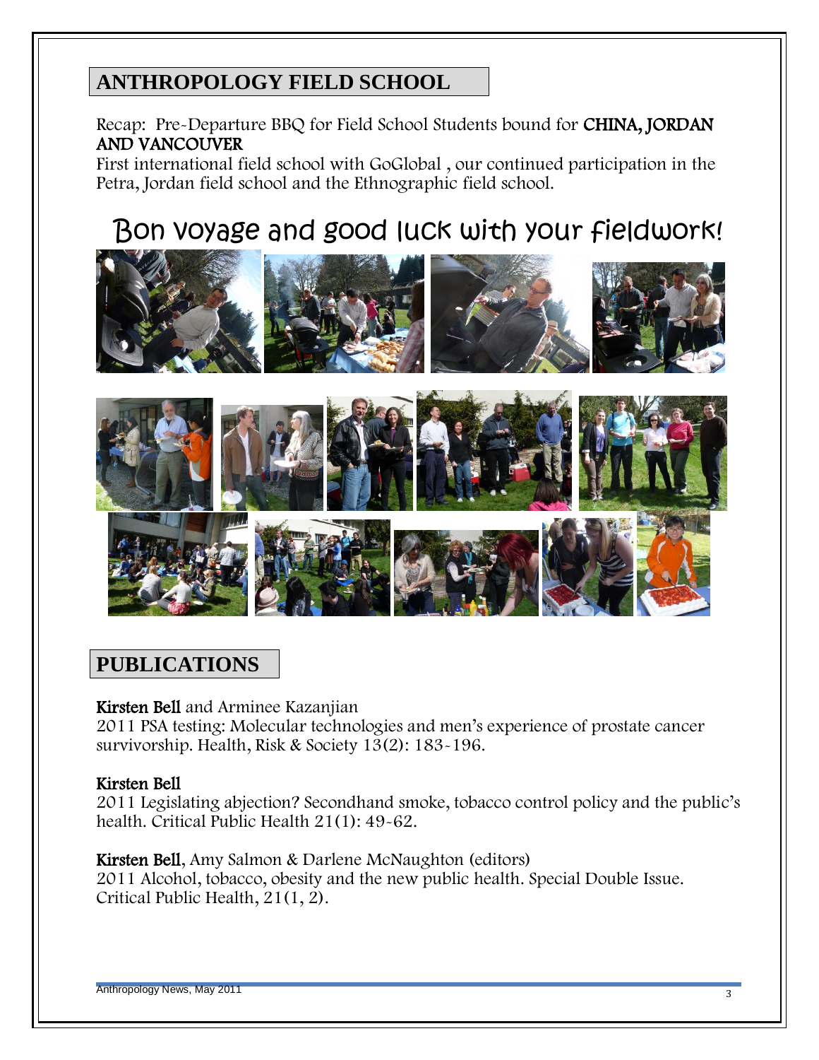## ANTHROPOLOGY FIELD SCHOOL

Recap: Pre-Departure BBQ for Field School Students bound for **CHINA, JORDAN AND VANCOUVER**

First international field school with GoGlobal , our continued participation in the Petra, Jordan field school and the Ethnographic field school.

# Bon voyage and good luck with your fieldwork!

## PUBLICATIONS

**Kirsten Bell** and Arminee Kazanjian
2011 PSA testing: Molecular technologies and men's experience of prostate cancer survivorship. Health, Risk & Society 13(2): 183-196.

**Kirsten Bell**
2011 Legislating abjection? Secondhand smoke, tobacco control policy and the public's health. Critical Public Health 21(1): 49-62.

**Kirsten Bell**, Amy Salmon & Darlene McNaughton (editors)
2011 Alcohol, tobacco, obesity and the new public health. Special Double Issue. Critical Public Health, 21(1, 2).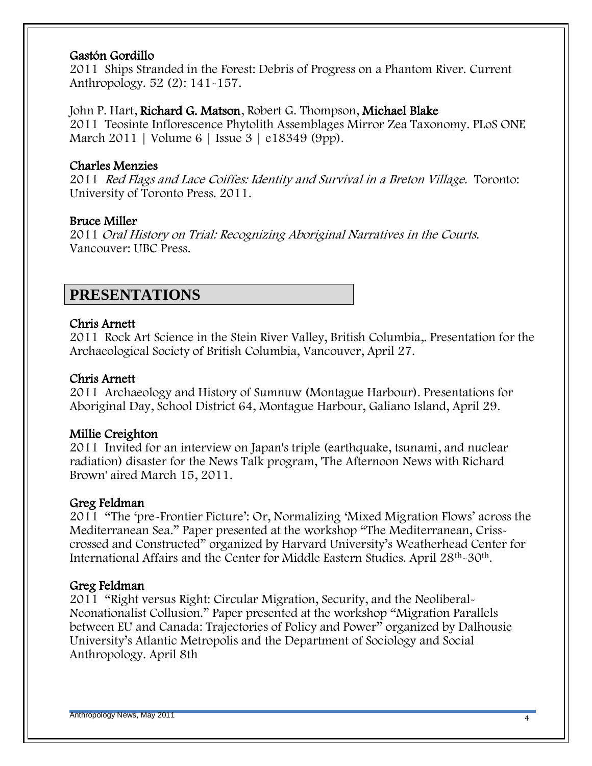**Gastón Gordillo**
2011 Ships Stranded in the Forest: Debris of Progress on a Phantom River. Current Anthropology. 52 (2): 141-157.

John P. Hart, **Richard G. Matson**, Robert G. Thompson, **Michael Blake**
2011 Teosinte Inflorescence Phytolith Assemblages Mirror Zea Taxonomy. PLoS ONE March 2011 | Volume 6 | Issue 3 | e18349 (9pp).

**Charles Menzies**
2011 *Red Flags and Lace Coiffes: Identity and Survival in a Breton Village.* Toronto: University of Toronto Press. 2011.

**Bruce Miller**
2011 *Oral History on Trial: Recognizing Aboriginal Narratives in the Courts.* Vancouver: UBC Press.

## PRESENTATIONS

**Chris Arnett**
2011 Rock Art Science in the Stein River Valley, British Columbia,. Presentation for the Archaeological Society of British Columbia, Vancouver, April 27.

**Chris Arnett**
2011 Archaeology and History of Sumnuw (Montague Harbour). Presentations for Aboriginal Day, School District 64, Montague Harbour, Galiano Island, April 29.

**Millie Creighton**
2011 Invited for an interview on Japan's triple (earthquake, tsunami, and nuclear radiation) disaster for the News Talk program, 'The Afternoon News with Richard Brown' aired March 15, 2011.

**Greg Feldman**
2011 "The 'pre-Frontier Picture': Or, Normalizing 'Mixed Migration Flows' across the Mediterranean Sea." Paper presented at the workshop "The Mediterranean, Criss-crossed and Constructed" organized by Harvard University's Weatherhead Center for International Affairs and the Center for Middle Eastern Studies. April 28th-30th.

**Greg Feldman**
2011 "Right versus Right: Circular Migration, Security, and the Neoliberal-Neonationalist Collusion." Paper presented at the workshop "Migration Parallels between EU and Canada: Trajectories of Policy and Power" organized by Dalhousie University's Atlantic Metropolis and the Department of Sociology and Social Anthropology. April 8th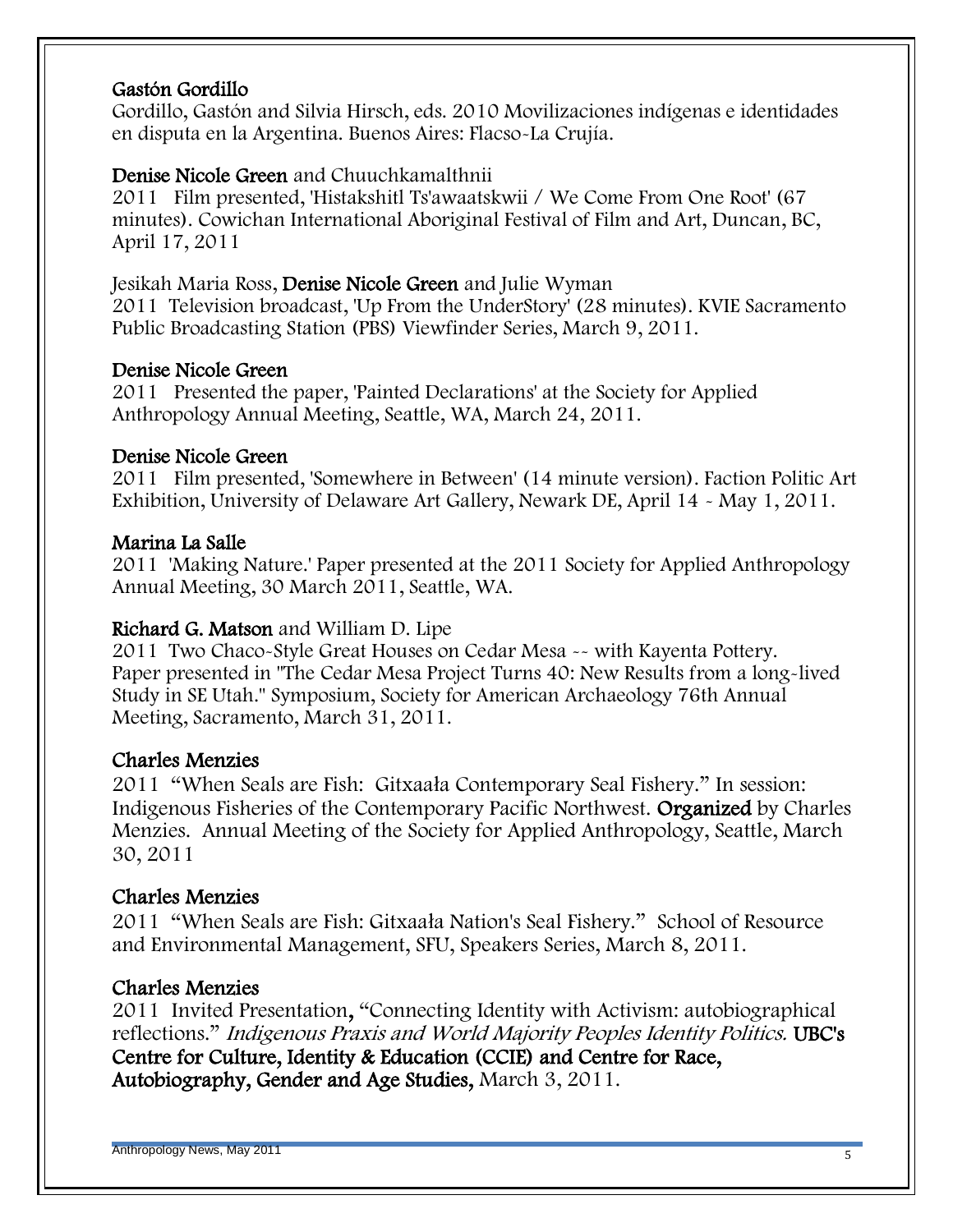**Gastón Gordillo**
Gordillo, Gastón and Silvia Hirsch, eds. 2010 Movilizaciones indígenas e identidades en disputa en la Argentina. Buenos Aires: Flacso-La Crujía.

**Denise Nicole Green** and Chuuchkamalthnii
2011 Film presented, 'Histakshitl Ts'awaatskwii / We Come From One Root' (67 minutes). Cowichan International Aboriginal Festival of Film and Art, Duncan, BC, April 17, 2011

Jesikah Maria Ross, **Denise Nicole Green** and Julie Wyman
2011 Television broadcast, 'Up From the UnderStory' (28 minutes). KVIE Sacramento Public Broadcasting Station (PBS) Viewfinder Series, March 9, 2011.

**Denise Nicole Green**
2011 Presented the paper, 'Painted Declarations' at the Society for Applied Anthropology Annual Meeting, Seattle, WA, March 24, 2011.

**Denise Nicole Green**
2011 Film presented, 'Somewhere in Between' (14 minute version). Faction Politic Art Exhibition, University of Delaware Art Gallery, Newark DE, April 14 - May 1, 2011.

**Marina La Salle**
2011 'Making Nature.' Paper presented at the 2011 Society for Applied Anthropology Annual Meeting, 30 March 2011, Seattle, WA.

**Richard G. Matson** and William D. Lipe
2011 Two Chaco-Style Great Houses on Cedar Mesa -- with Kayenta Pottery. Paper presented in "The Cedar Mesa Project Turns 40: New Results from a long-lived Study in SE Utah." Symposium, Society for American Archaeology 76th Annual Meeting, Sacramento, March 31, 2011.

**Charles Menzies**
2011 "When Seals are Fish: Gitxaała Contemporary Seal Fishery." In session: Indigenous Fisheries of the Contemporary Pacific Northwest. **Organized** by Charles Menzies. Annual Meeting of the Society for Applied Anthropology, Seattle, March 30, 2011

**Charles Menzies**
2011 "When Seals are Fish: Gitxaała Nation's Seal Fishery." School of Resource and Environmental Management, SFU, Speakers Series, March 8, 2011.

**Charles Menzies**
2011 Invited Presentation, "Connecting Identity with Activism: autobiographical reflections." *Indigenous Praxis and World Majority Peoples Identity Politics.* **UBC's Centre for Culture, Identity & Education (CCIE) and Centre for Race, Autobiography, Gender and Age Studies,** March 3, 2011.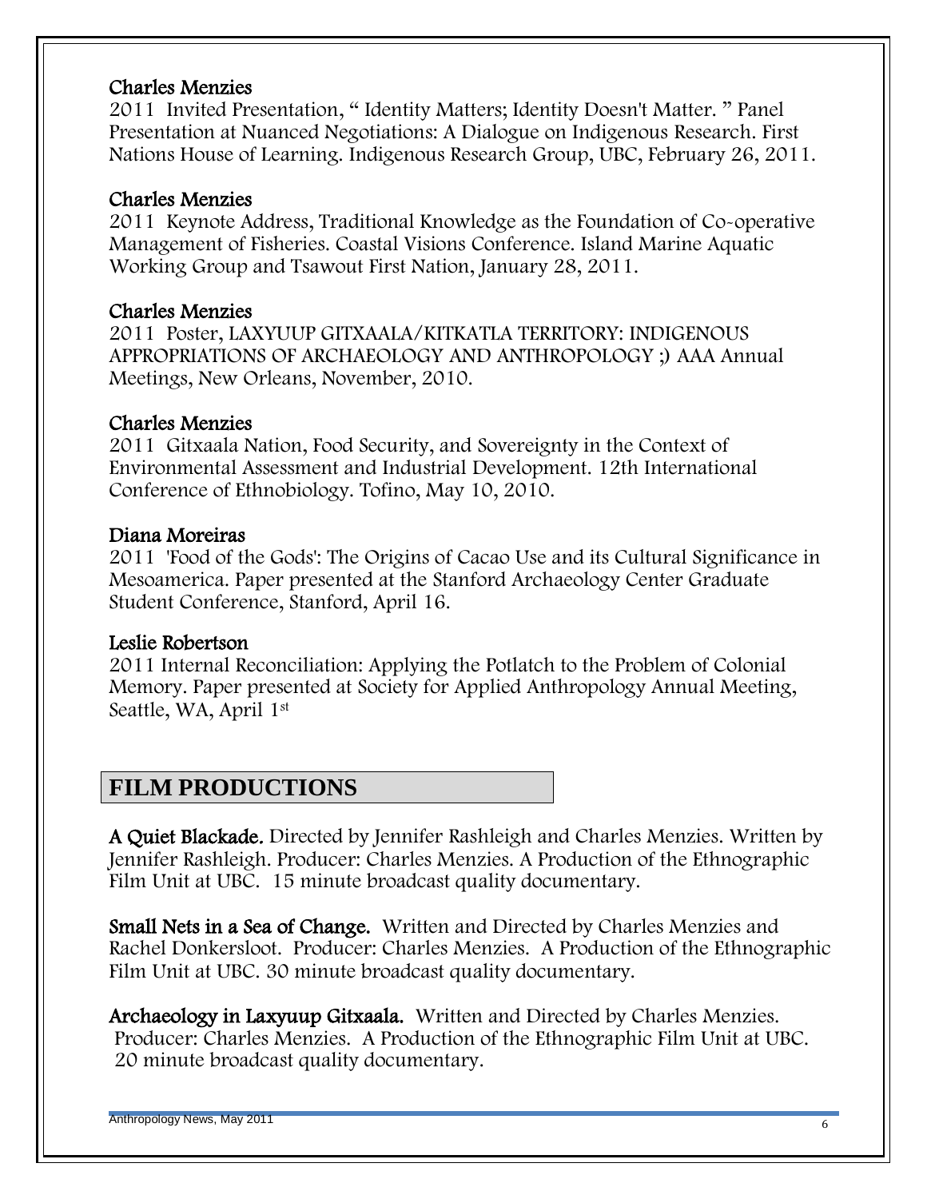**Charles Menzies**
2011 Invited Presentation, " Identity Matters; Identity Doesn't Matter. " Panel Presentation at Nuanced Negotiations: A Dialogue on Indigenous Research. First Nations House of Learning. Indigenous Research Group, UBC, February 26, 2011.

**Charles Menzies**
2011 Keynote Address, Traditional Knowledge as the Foundation of Co-operative Management of Fisheries. Coastal Visions Conference. Island Marine Aquatic Working Group and Tsawout First Nation, January 28, 2011.

**Charles Menzies**
2011 Poster, LAXYUUP GITXAALA/KITKATLA TERRITORY: INDIGENOUS APPROPRIATIONS OF ARCHAEOLOGY AND ANTHROPOLOGY ;) AAA Annual Meetings, New Orleans, November, 2010.

**Charles Menzies**
2011 Gitxaala Nation, Food Security, and Sovereignty in the Context of Environmental Assessment and Industrial Development. 12th International Conference of Ethnobiology. Tofino, May 10, 2010.

**Diana Moreiras**
2011 'Food of the Gods': The Origins of Cacao Use and its Cultural Significance in Mesoamerica. Paper presented at the Stanford Archaeology Center Graduate Student Conference, Stanford, April 16.

**Leslie Robertson**
2011 Internal Reconciliation: Applying the Potlatch to the Problem of Colonial Memory. Paper presented at Society for Applied Anthropology Annual Meeting, Seattle, WA, April 1st

## FILM PRODUCTIONS

**A Quiet Blackade.** Directed by Jennifer Rashleigh and Charles Menzies. Written by Jennifer Rashleigh. Producer: Charles Menzies. A Production of the Ethnographic Film Unit at UBC. 15 minute broadcast quality documentary.

**Small Nets in a Sea of Change.** Written and Directed by Charles Menzies and Rachel Donkersloot. Producer: Charles Menzies. A Production of the Ethnographic Film Unit at UBC. 30 minute broadcast quality documentary.

**Archaeology in Laxyuup Gitxaala.** Written and Directed by Charles Menzies. Producer: Charles Menzies. A Production of the Ethnographic Film Unit at UBC. 20 minute broadcast quality documentary.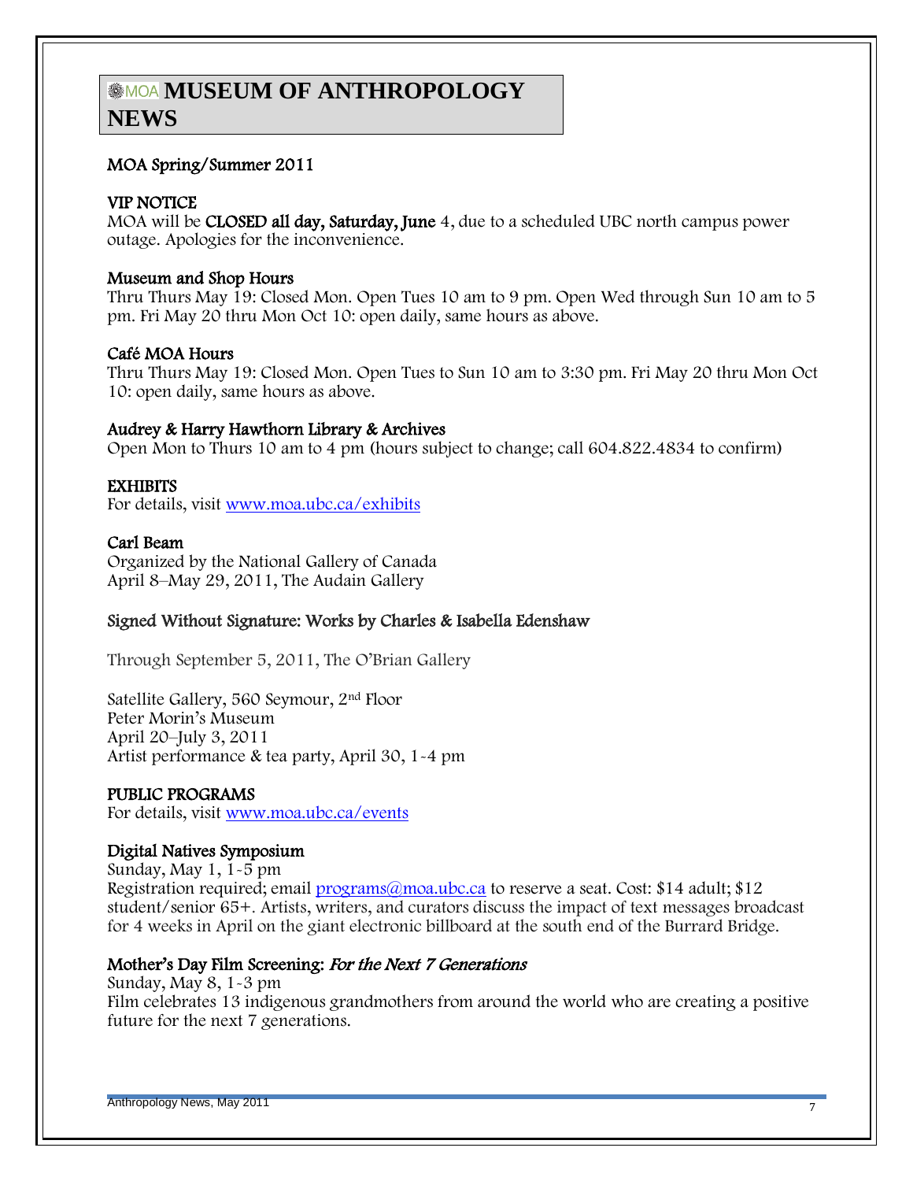# MOA MUSEUM OF ANTHROPOLOGY NEWS

## MOA Spring/Summer 2011

### VIP NOTICE

MOA will be **CLOSED all day, Saturday, June** 4, due to a scheduled UBC north campus power outage. Apologies for the inconvenience.

### Museum and Shop Hours

Thru Thurs May 19: Closed Mon. Open Tues 10 am to 9 pm. Open Wed through Sun 10 am to 5 pm. Fri May 20 thru Mon Oct 10: open daily, same hours as above.

### Café MOA Hours

Thru Thurs May 19: Closed Mon. Open Tues to Sun 10 am to 3:30 pm. Fri May 20 thru Mon Oct 10: open daily, same hours as above.

### Audrey & Harry Hawthorn Library & Archives

Open Mon to Thurs 10 am to 4 pm (hours subject to change; call 604.822.4834 to confirm)

### EXHIBITS

For details, visit www.moa.ubc.ca/exhibits

### Carl Beam

Organized by the National Gallery of Canada
April 8–May 29, 2011, The Audain Gallery

### Signed Without Signature: Works by Charles & Isabella Edenshaw

Through September 5, 2011, The O'Brian Gallery

Satellite Gallery, 560 Seymour, 2nd Floor
Peter Morin's Museum
April 20–July 3, 2011
Artist performance & tea party, April 30, 1-4 pm

### PUBLIC PROGRAMS

For details, visit www.moa.ubc.ca/events

### Digital Natives Symposium

Sunday, May 1, 1-5 pm
Registration required; email programs@moa.ubc.ca to reserve a seat. Cost: $14 adult; $12 student/senior 65+. Artists, writers, and curators discuss the impact of text messages broadcast for 4 weeks in April on the giant electronic billboard at the south end of the Burrard Bridge.

### Mother's Day Film Screening: *For the Next 7 Generations*

Sunday, May 8, 1-3 pm
Film celebrates 13 indigenous grandmothers from around the world who are creating a positive future for the next 7 generations.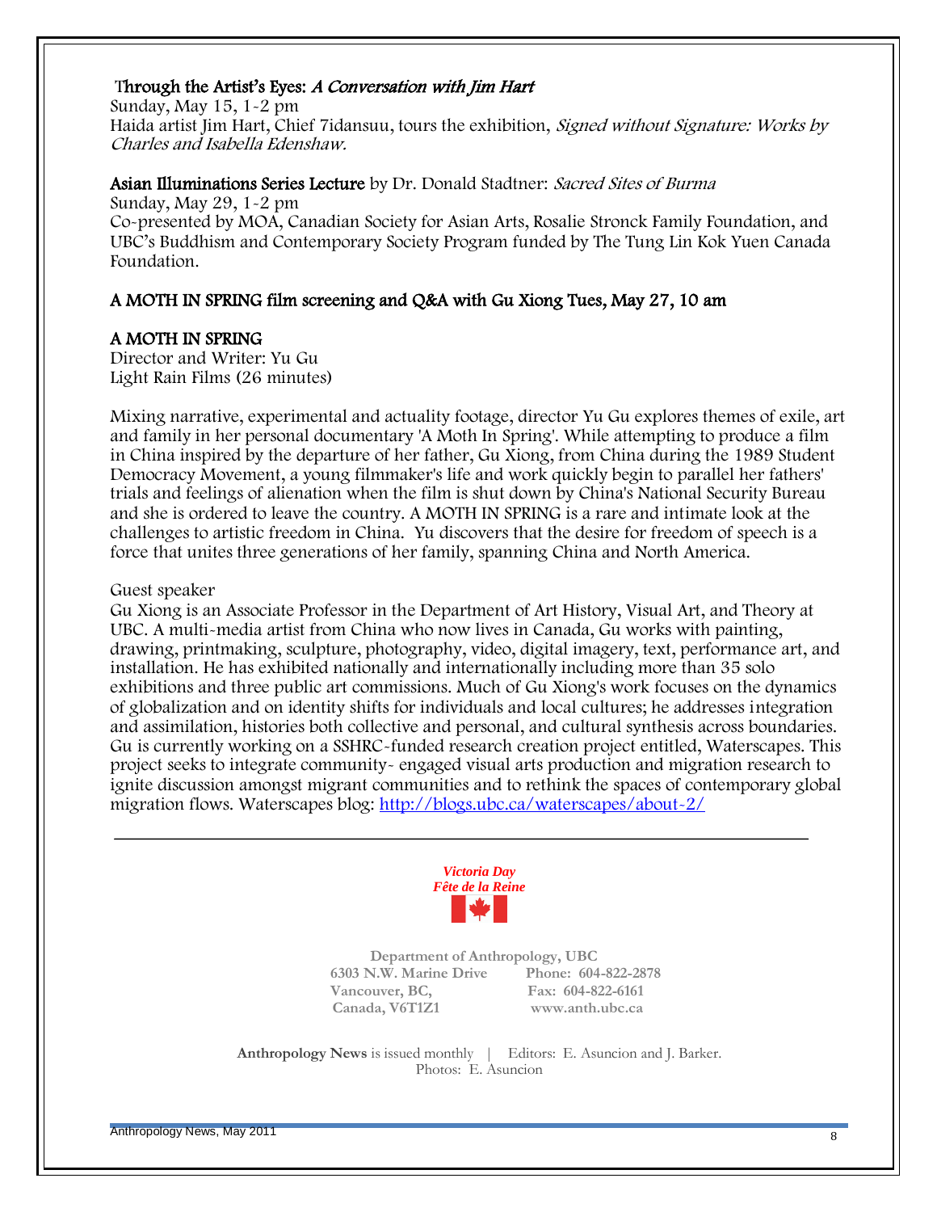**Through the Artist's Eyes:** ***A Conversation with Jim Hart***
Sunday, May 15, 1-2 pm
Haida artist Jim Hart, Chief 7idansuu, tours the exhibition, *Signed without Signature: Works by Charles and Isabella Edenshaw.*

**Asian Illuminations Series Lecture** by Dr. Donald Stadtner: *Sacred Sites of Burma*
Sunday, May 29, 1-2 pm
Co-presented by MOA, Canadian Society for Asian Arts, Rosalie Stronck Family Foundation, and UBC's Buddhism and Contemporary Society Program funded by The Tung Lin Kok Yuen Canada Foundation.

**A MOTH IN SPRING film screening and Q&A with Gu Xiong Tues, May 27, 10 am**

**A MOTH IN SPRING**
Director and Writer: Yu Gu
Light Rain Films (26 minutes)

Mixing narrative, experimental and actuality footage, director Yu Gu explores themes of exile, art and family in her personal documentary 'A Moth In Spring'. While attempting to produce a film in China inspired by the departure of her father, Gu Xiong, from China during the 1989 Student Democracy Movement, a young filmmaker's life and work quickly begin to parallel her fathers' trials and feelings of alienation when the film is shut down by China's National Security Bureau and she is ordered to leave the country. A MOTH IN SPRING is a rare and intimate look at the challenges to artistic freedom in China. Yu discovers that the desire for freedom of speech is a force that unites three generations of her family, spanning China and North America.

Guest speaker
Gu Xiong is an Associate Professor in the Department of Art History, Visual Art, and Theory at UBC. A multi-media artist from China who now lives in Canada, Gu works with painting, drawing, printmaking, sculpture, photography, video, digital imagery, text, performance art, and installation. He has exhibited nationally and internationally including more than 35 solo exhibitions and three public art commissions. Much of Gu Xiong's work focuses on the dynamics of globalization and on identity shifts for individuals and local cultures; he addresses integration and assimilation, histories both collective and personal, and cultural synthesis across boundaries. Gu is currently working on a SSHRC-funded research creation project entitled, Waterscapes. This project seeks to integrate community- engaged visual arts production and migration research to ignite discussion amongst migrant communities and to rethink the spaces of contemporary global migration flows. Waterscapes blog: http://blogs.ubc.ca/waterscapes/about-2/

---

***Victoria Day***
***Fête de la Reine***

**Department of Anthropology, UBC**
**6303 N.W. Marine Drive** **Phone: 604-822-2878**
**Vancouver, BC,** **Fax: 604-822-6161**
**Canada, V6T1Z1** **www.anth.ubc.ca**

**Anthropology News** is issued monthly | Editors: E. Asuncion and J. Barker.
Photos: E. Asuncion